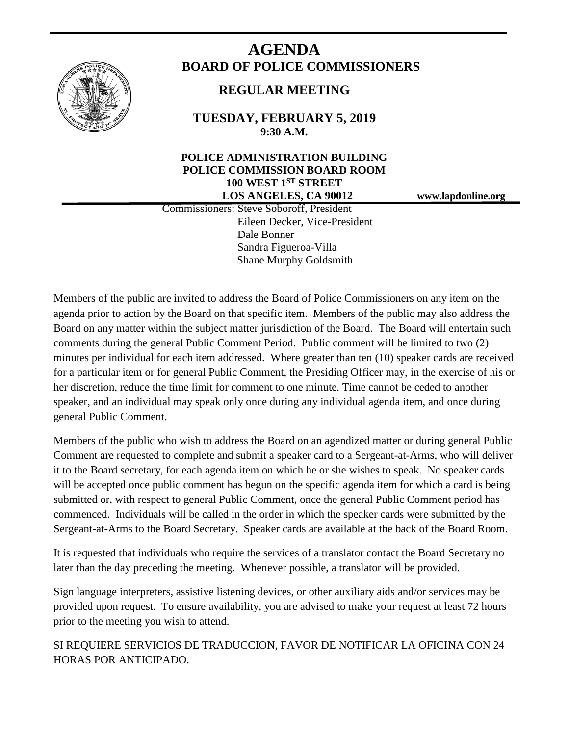# AGENDA

## BOARD OF POLICE COMMISSIONERS

### REGULAR MEETING

**TUESDAY, FEBRUARY 5, 2019**
**9:30 A.M.**

**POLICE ADMINISTRATION BUILDING**
**POLICE COMMISSION BOARD ROOM**
**100 WEST 1ST STREET**
**LOS ANGELES, CA 90012**

**www.lapdonline.org**

Commissioners: Steve Soboroff, President
Eileen Decker, Vice-President
Dale Bonner
Sandra Figueroa-Villa
Shane Murphy Goldsmith

Members of the public are invited to address the Board of Police Commissioners on any item on the agenda prior to action by the Board on that specific item. Members of the public may also address the Board on any matter within the subject matter jurisdiction of the Board. The Board will entertain such comments during the general Public Comment Period. Public comment will be limited to two (2) minutes per individual for each item addressed. Where greater than ten (10) speaker cards are received for a particular item or for general Public Comment, the Presiding Officer may, in the exercise of his or her discretion, reduce the time limit for comment to one minute. Time cannot be ceded to another speaker, and an individual may speak only once during any individual agenda item, and once during general Public Comment.

Members of the public who wish to address the Board on an agendized matter or during general Public Comment are requested to complete and submit a speaker card to a Sergeant-at-Arms, who will deliver it to the Board secretary, for each agenda item on which he or she wishes to speak. No speaker cards will be accepted once public comment has begun on the specific agenda item for which a card is being submitted or, with respect to general Public Comment, once the general Public Comment period has commenced. Individuals will be called in the order in which the speaker cards were submitted by the Sergeant-at-Arms to the Board Secretary. Speaker cards are available at the back of the Board Room.

It is requested that individuals who require the services of a translator contact the Board Secretary no later than the day preceding the meeting. Whenever possible, a translator will be provided.

Sign language interpreters, assistive listening devices, or other auxiliary aids and/or services may be provided upon request. To ensure availability, you are advised to make your request at least 72 hours prior to the meeting you wish to attend.

SI REQUIERE SERVICIOS DE TRADUCCION, FAVOR DE NOTIFICAR LA OFICINA CON 24 HORAS POR ANTICIPADO.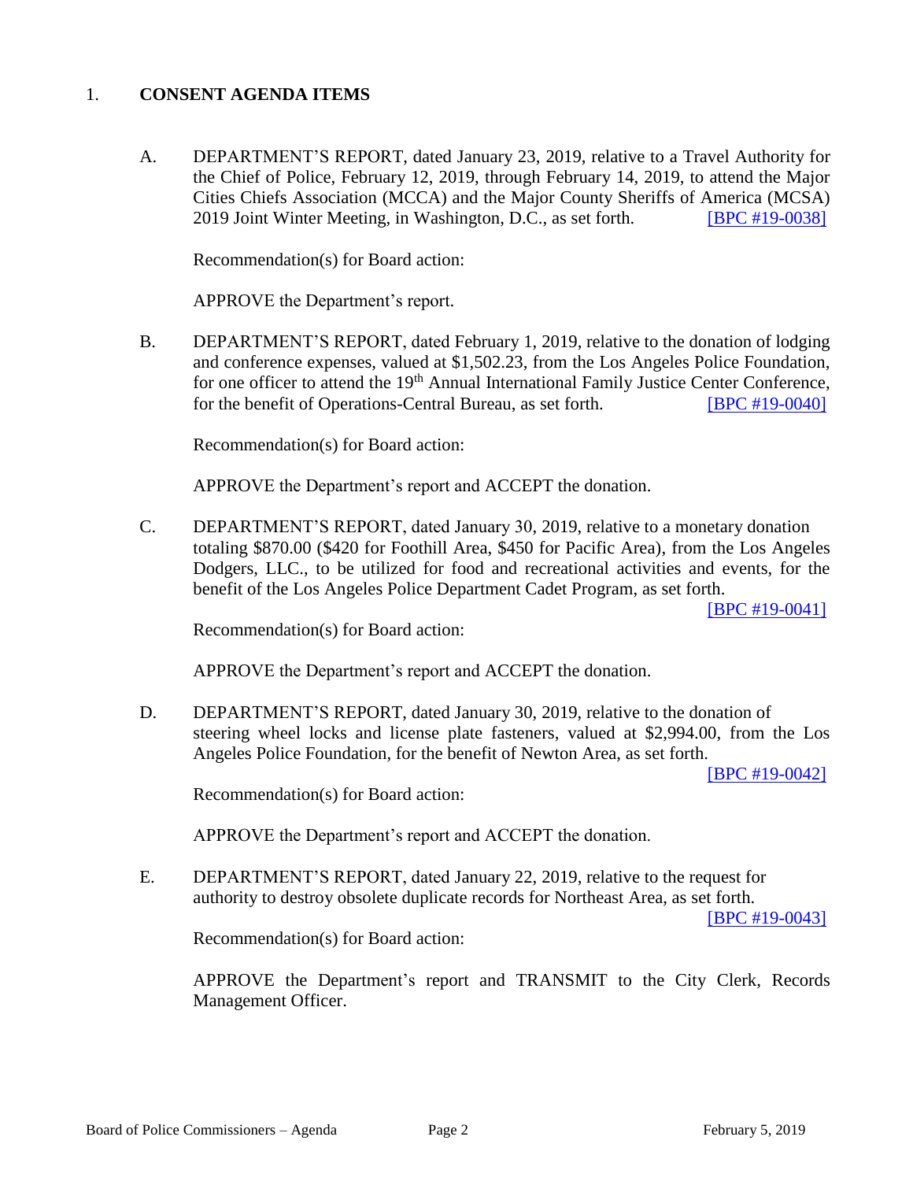1. **CONSENT AGENDA ITEMS**

A. DEPARTMENT'S REPORT, dated January 23, 2019, relative to a Travel Authority for the Chief of Police, February 12, 2019, through February 14, 2019, to attend the Major Cities Chiefs Association (MCCA) and the Major County Sheriffs of America (MCSA) 2019 Joint Winter Meeting, in Washington, D.C., as set forth. [BPC #19-0038]

Recommendation(s) for Board action:

APPROVE the Department's report.

B. DEPARTMENT'S REPORT, dated February 1, 2019, relative to the donation of lodging and conference expenses, valued at $1,502.23, from the Los Angeles Police Foundation, for one officer to attend the 19th Annual International Family Justice Center Conference, for the benefit of Operations-Central Bureau, as set forth. [BPC #19-0040]

Recommendation(s) for Board action:

APPROVE the Department's report and ACCEPT the donation.

C. DEPARTMENT'S REPORT, dated January 30, 2019, relative to a monetary donation totaling $870.00 ($420 for Foothill Area, $450 for Pacific Area), from the Los Angeles Dodgers, LLC., to be utilized for food and recreational activities and events, for the benefit of the Los Angeles Police Department Cadet Program, as set forth. [BPC #19-0041]

Recommendation(s) for Board action:

APPROVE the Department's report and ACCEPT the donation.

D. DEPARTMENT'S REPORT, dated January 30, 2019, relative to the donation of steering wheel locks and license plate fasteners, valued at $2,994.00, from the Los Angeles Police Foundation, for the benefit of Newton Area, as set forth. [BPC #19-0042]

Recommendation(s) for Board action:

APPROVE the Department's report and ACCEPT the donation.

E. DEPARTMENT'S REPORT, dated January 22, 2019, relative to the request for authority to destroy obsolete duplicate records for Northeast Area, as set forth. [BPC #19-0043]

Recommendation(s) for Board action:

APPROVE the Department's report and TRANSMIT to the City Clerk, Records Management Officer.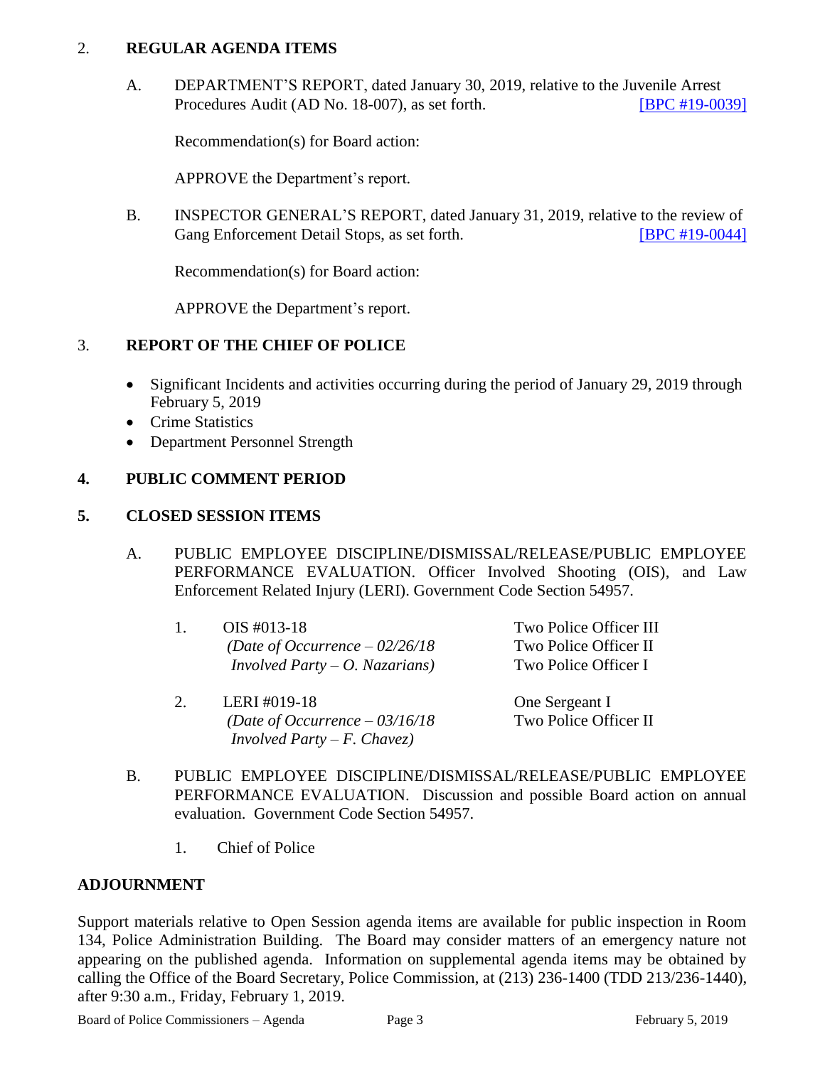## 2. **REGULAR AGENDA ITEMS**

A. DEPARTMENT'S REPORT, dated January 30, 2019, relative to the Juvenile Arrest Procedures Audit (AD No. 18-007), as set forth. [BPC #19-0039]

Recommendation(s) for Board action:

APPROVE the Department's report.

B. INSPECTOR GENERAL'S REPORT, dated January 31, 2019, relative to the review of Gang Enforcement Detail Stops, as set forth. [BPC #19-0044]

Recommendation(s) for Board action:

APPROVE the Department's report.

## 3. **REPORT OF THE CHIEF OF POLICE**

- Significant Incidents and activities occurring during the period of January 29, 2019 through February 5, 2019
- Crime Statistics
- Department Personnel Strength

## **4. PUBLIC COMMENT PERIOD**

## **5. CLOSED SESSION ITEMS**

A. PUBLIC EMPLOYEE DISCIPLINE/DISMISSAL/RELEASE/PUBLIC EMPLOYEE PERFORMANCE EVALUATION. Officer Involved Shooting (OIS), and Law Enforcement Related Injury (LERI). Government Code Section 54957.

1. OIS #013-18
*(Date of Occurrence – 02/26/18*
*Involved Party – O. Nazarians)*

   Two Police Officer III
   Two Police Officer II
   Two Police Officer I

2. LERI #019-18
*(Date of Occurrence – 03/16/18*
*Involved Party – F. Chavez)*

   One Sergeant I
   Two Police Officer II

B. PUBLIC EMPLOYEE DISCIPLINE/DISMISSAL/RELEASE/PUBLIC EMPLOYEE PERFORMANCE EVALUATION. Discussion and possible Board action on annual evaluation. Government Code Section 54957.

1. Chief of Police

## **ADJOURNMENT**

Support materials relative to Open Session agenda items are available for public inspection in Room 134, Police Administration Building. The Board may consider matters of an emergency nature not appearing on the published agenda. Information on supplemental agenda items may be obtained by calling the Office of the Board Secretary, Police Commission, at (213) 236-1400 (TDD 213/236-1440), after 9:30 a.m., Friday, February 1, 2019.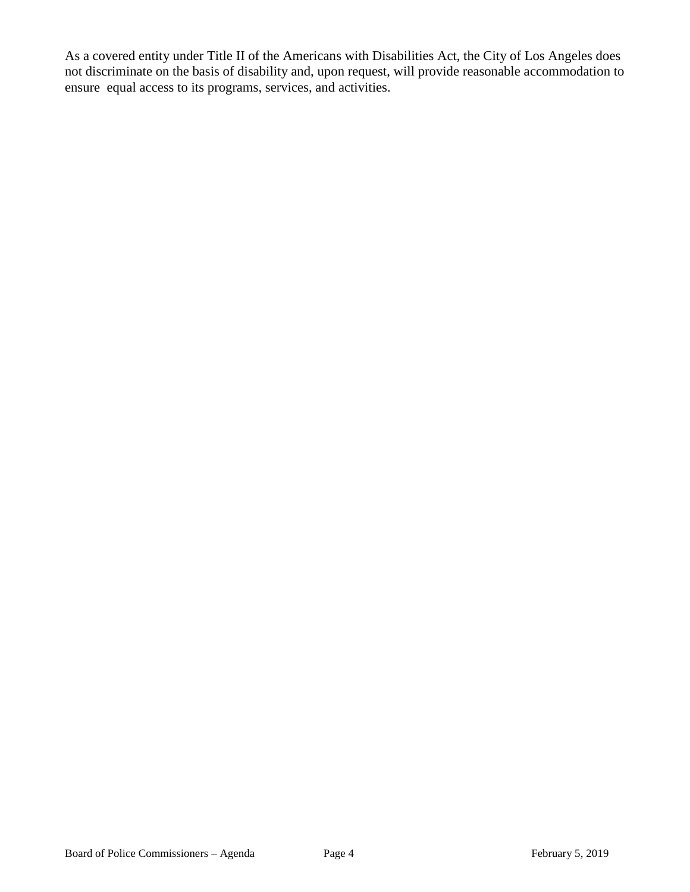As a covered entity under Title II of the Americans with Disabilities Act, the City of Los Angeles does not discriminate on the basis of disability and, upon request, will provide reasonable accommodation to ensure equal access to its programs, services, and activities.